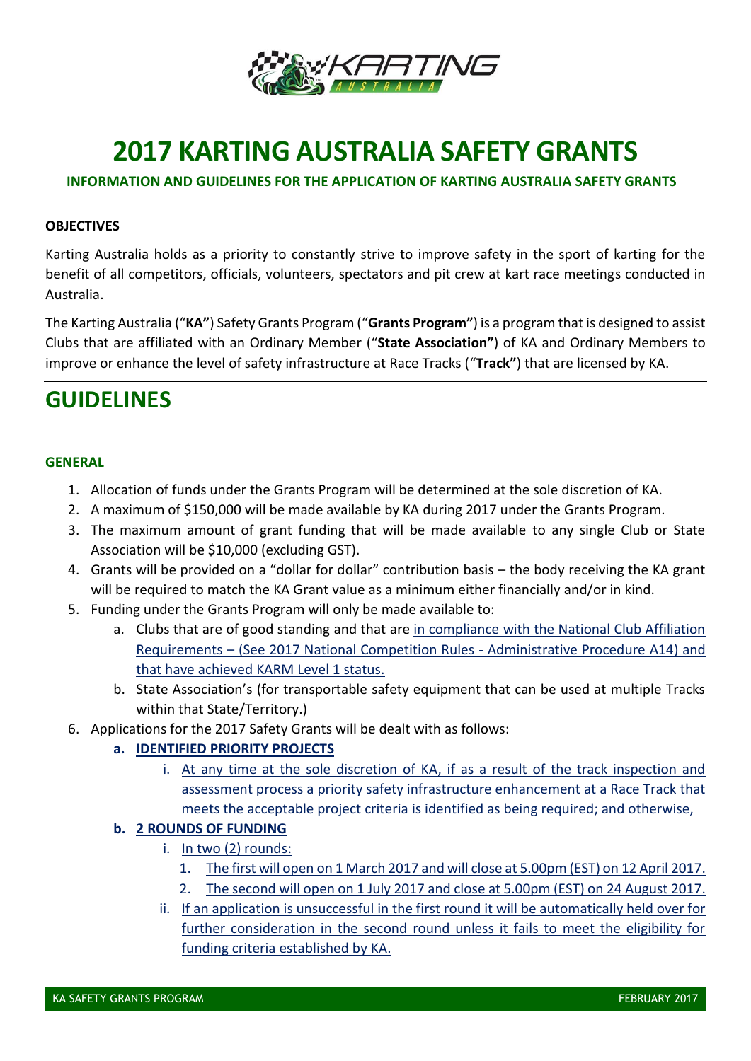# 2017 KARTING AUSTRALIA SAFETY GRANTS

**INFORMATION AND GUIDELINES FOR THE APPLICATION OF KARTING AUSTRALIA SAFETY GRANTS**

**OBJECTIVES**

Karting Australia holds as a priority to constantly strive to improve safety in the sport of karting for the benefit of all competitors, officials, volunteers, spectators and pit crew at kart race meetings conducted in Australia.

The Karting Australia ("**KA"**) Safety Grants Program ("**Grants Program"**) is a program that is designed to assist Clubs that are affiliated with an Ordinary Member ("**State Association"**) of KA and Ordinary Members to improve or enhance the level of safety infrastructure at Race Tracks ("**Track"**) that are licensed by KA.

## GUIDELINES

### GENERAL

1. Allocation of funds under the Grants Program will be determined at the sole discretion of KA.
2. A maximum of $150,000 will be made available by KA during 2017 under the Grants Program.
3. The maximum amount of grant funding that will be made available to any single Club or State Association will be $10,000 (excluding GST).
4. Grants will be provided on a "dollar for dollar" contribution basis – the body receiving the KA grant will be required to match the KA Grant value as a minimum either financially and/or in kind.
5. Funding under the Grants Program will only be made available to:
   a. Clubs that are of good standing and that are in compliance with the National Club Affiliation Requirements – (See 2017 National Competition Rules - Administrative Procedure A14) and that have achieved KARM Level 1 status.
   b. State Association's (for transportable safety equipment that can be used at multiple Tracks within that State/Territory.)
6. Applications for the 2017 Safety Grants will be dealt with as follows:
   a. **IDENTIFIED PRIORITY PROJECTS**
      i. At any time at the sole discretion of KA, if as a result of the track inspection and assessment process a priority safety infrastructure enhancement at a Race Track that meets the acceptable project criteria is identified as being required; and otherwise,
   b. **2 ROUNDS OF FUNDING**
      i. In two (2) rounds:
         1. The first will open on 1 March 2017 and will close at 5.00pm (EST) on 12 April 2017.
         2. The second will open on 1 July 2017 and close at 5.00pm (EST) on 24 August 2017.
      ii. If an application is unsuccessful in the first round it will be automatically held over for further consideration in the second round unless it fails to meet the eligibility for funding criteria established by KA.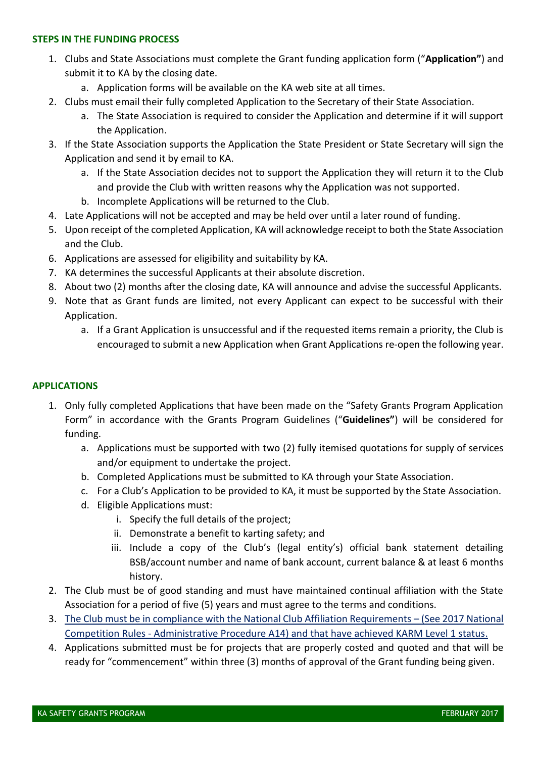## STEPS IN THE FUNDING PROCESS

1. Clubs and State Associations must complete the Grant funding application form ("**Application"**) and submit it to KA by the closing date.
    a. Application forms will be available on the KA web site at all times.
2. Clubs must email their fully completed Application to the Secretary of their State Association.
    a. The State Association is required to consider the Application and determine if it will support the Application.
3. If the State Association supports the Application the State President or State Secretary will sign the Application and send it by email to KA.
    a. If the State Association decides not to support the Application they will return it to the Club and provide the Club with written reasons why the Application was not supported.
    b. Incomplete Applications will be returned to the Club.
4. Late Applications will not be accepted and may be held over until a later round of funding.
5. Upon receipt of the completed Application, KA will acknowledge receipt to both the State Association and the Club.
6. Applications are assessed for eligibility and suitability by KA.
7. KA determines the successful Applicants at their absolute discretion.
8. About two (2) months after the closing date, KA will announce and advise the successful Applicants.
9. Note that as Grant funds are limited, not every Applicant can expect to be successful with their Application.
    a. If a Grant Application is unsuccessful and if the requested items remain a priority, the Club is encouraged to submit a new Application when Grant Applications re-open the following year.

## APPLICATIONS

1. Only fully completed Applications that have been made on the "Safety Grants Program Application Form" in accordance with the Grants Program Guidelines ("**Guidelines"**) will be considered for funding.
    a. Applications must be supported with two (2) fully itemised quotations for supply of services and/or equipment to undertake the project.
    b. Completed Applications must be submitted to KA through your State Association.
    c. For a Club's Application to be provided to KA, it must be supported by the State Association.
    d. Eligible Applications must:
        i. Specify the full details of the project;
        ii. Demonstrate a benefit to karting safety; and
        iii. Include a copy of the Club's (legal entity's) official bank statement detailing BSB/account number and name of bank account, current balance & at least 6 months history.
2. The Club must be of good standing and must have maintained continual affiliation with the State Association for a period of five (5) years and must agree to the terms and conditions.
3. The Club must be in compliance with the National Club Affiliation Requirements – (See 2017 National Competition Rules - Administrative Procedure A14) and that have achieved KARM Level 1 status.
4. Applications submitted must be for projects that are properly costed and quoted and that will be ready for "commencement" within three (3) months of approval of the Grant funding being given.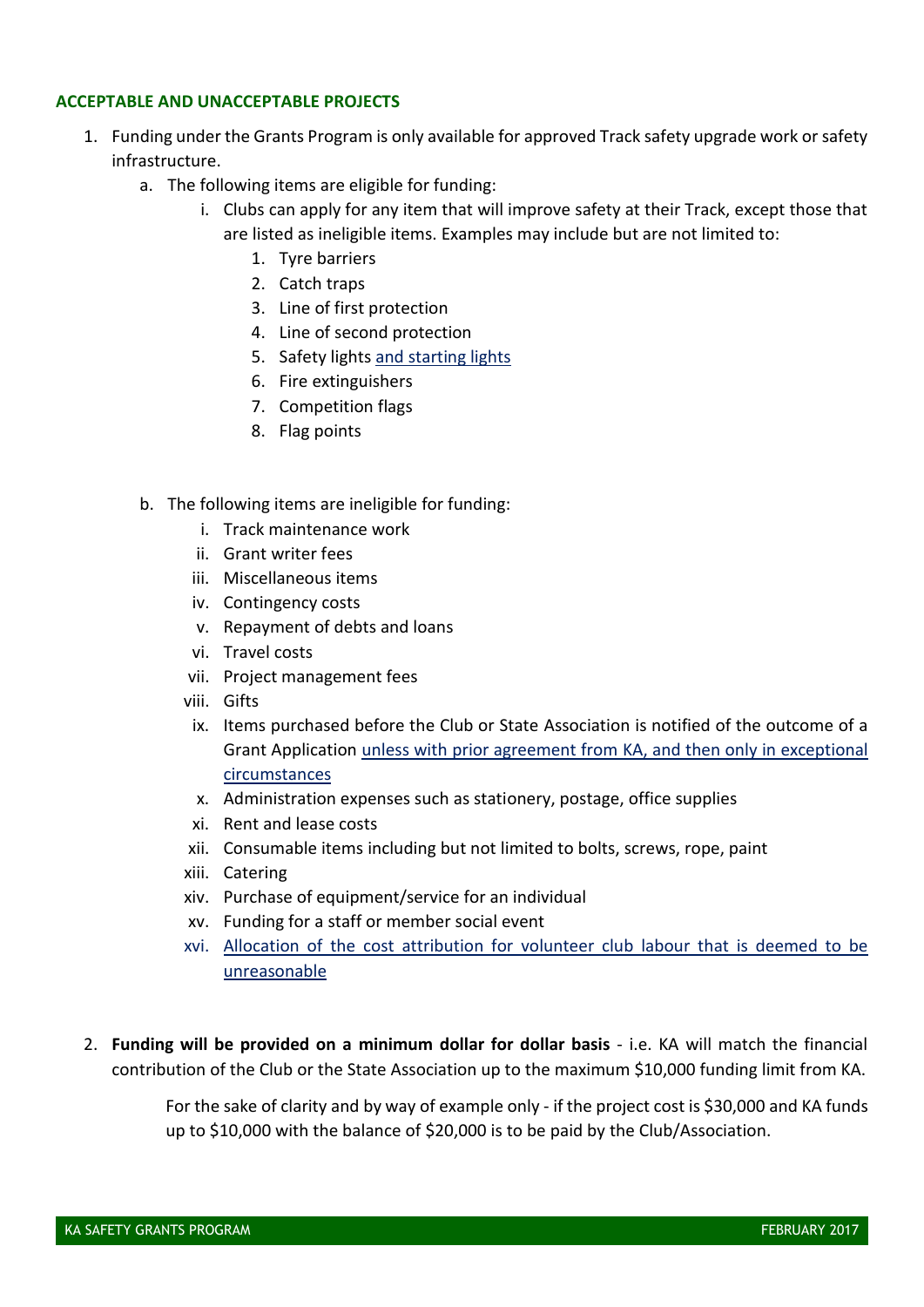## ACCEPTABLE AND UNACCEPTABLE PROJECTS

1. Funding under the Grants Program is only available for approved Track safety upgrade work or safety infrastructure.
   a. The following items are eligible for funding:
      i. Clubs can apply for any item that will improve safety at their Track, except those that are listed as ineligible items. Examples may include but are not limited to:
         1. Tyre barriers
         2. Catch traps
         3. Line of first protection
         4. Line of second protection
         5. Safety lights and starting lights
         6. Fire extinguishers
         7. Competition flags
         8. Flag points

   b. The following items are ineligible for funding:
      i. Track maintenance work
      ii. Grant writer fees
      iii. Miscellaneous items
      iv. Contingency costs
      v. Repayment of debts and loans
      vi. Travel costs
      vii. Project management fees
      viii. Gifts
      ix. Items purchased before the Club or State Association is notified of the outcome of a Grant Application unless with prior agreement from KA, and then only in exceptional circumstances
      x. Administration expenses such as stationery, postage, office supplies
      xi. Rent and lease costs
      xii. Consumable items including but not limited to bolts, screws, rope, paint
      xiii. Catering
      xiv. Purchase of equipment/service for an individual
      xv. Funding for a staff or member social event
      xvi. Allocation of the cost attribution for volunteer club labour that is deemed to be unreasonable

2. **Funding will be provided on a minimum dollar for dollar basis** - i.e. KA will match the financial contribution of the Club or the State Association up to the maximum $10,000 funding limit from KA.

   For the sake of clarity and by way of example only - if the project cost is $30,000 and KA funds up to $10,000 with the balance of $20,000 is to be paid by the Club/Association.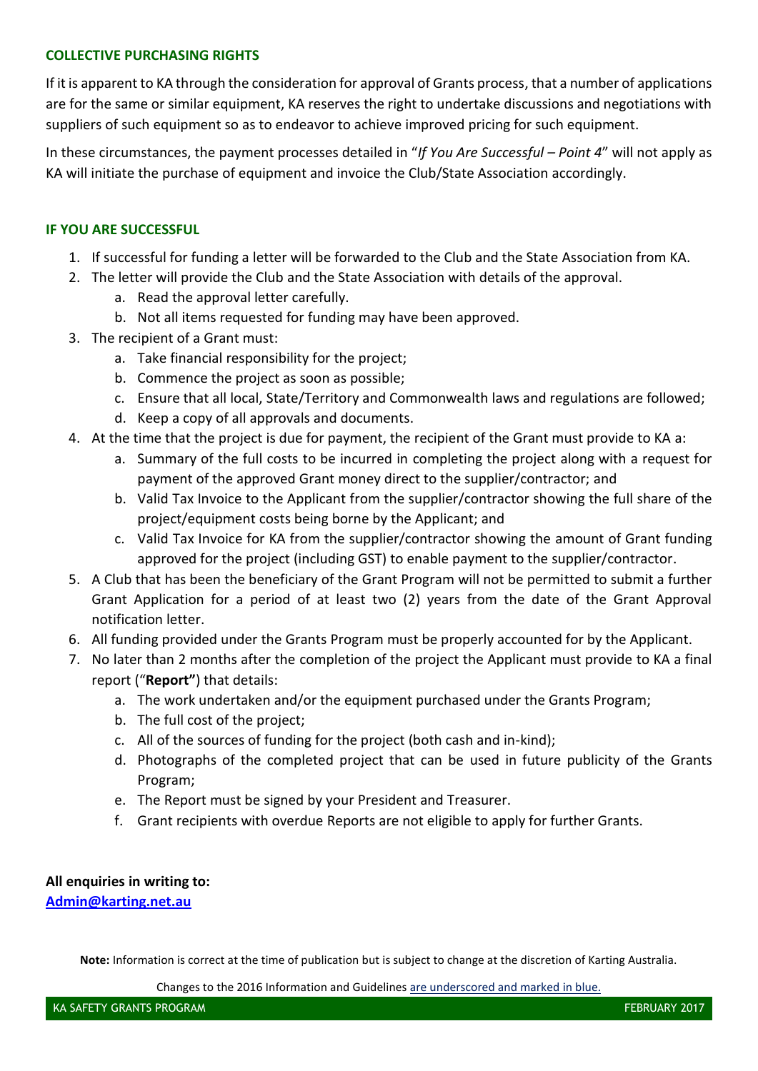### COLLECTIVE PURCHASING RIGHTS

If it is apparent to KA through the consideration for approval of Grants process, that a number of applications are for the same or similar equipment, KA reserves the right to undertake discussions and negotiations with suppliers of such equipment so as to endeavor to achieve improved pricing for such equipment.

In these circumstances, the payment processes detailed in "*If You Are Successful – Point 4*" will not apply as KA will initiate the purchase of equipment and invoice the Club/State Association accordingly.

### IF YOU ARE SUCCESSFUL

1. If successful for funding a letter will be forwarded to the Club and the State Association from KA.
2. The letter will provide the Club and the State Association with details of the approval.
   a. Read the approval letter carefully.
   b. Not all items requested for funding may have been approved.
3. The recipient of a Grant must:
   a. Take financial responsibility for the project;
   b. Commence the project as soon as possible;
   c. Ensure that all local, State/Territory and Commonwealth laws and regulations are followed;
   d. Keep a copy of all approvals and documents.
4. At the time that the project is due for payment, the recipient of the Grant must provide to KA a:
   a. Summary of the full costs to be incurred in completing the project along with a request for payment of the approved Grant money direct to the supplier/contractor; and
   b. Valid Tax Invoice to the Applicant from the supplier/contractor showing the full share of the project/equipment costs being borne by the Applicant; and
   c. Valid Tax Invoice for KA from the supplier/contractor showing the amount of Grant funding approved for the project (including GST) to enable payment to the supplier/contractor.
5. A Club that has been the beneficiary of the Grant Program will not be permitted to submit a further Grant Application for a period of at least two (2) years from the date of the Grant Approval notification letter.
6. All funding provided under the Grants Program must be properly accounted for by the Applicant.
7. No later than 2 months after the completion of the project the Applicant must provide to KA a final report ("**Report"**) that details:
   a. The work undertaken and/or the equipment purchased under the Grants Program;
   b. The full cost of the project;
   c. All of the sources of funding for the project (both cash and in-kind);
   d. Photographs of the completed project that can be used in future publicity of the Grants Program;
   e. The Report must be signed by your President and Treasurer.
   f. Grant recipients with overdue Reports are not eligible to apply for further Grants.

**All enquiries in writing to:**
**Admin@karting.net.au**

**Note:** Information is correct at the time of publication but is subject to change at the discretion of Karting Australia.

Changes to the 2016 Information and Guidelines are underscored and marked in blue.